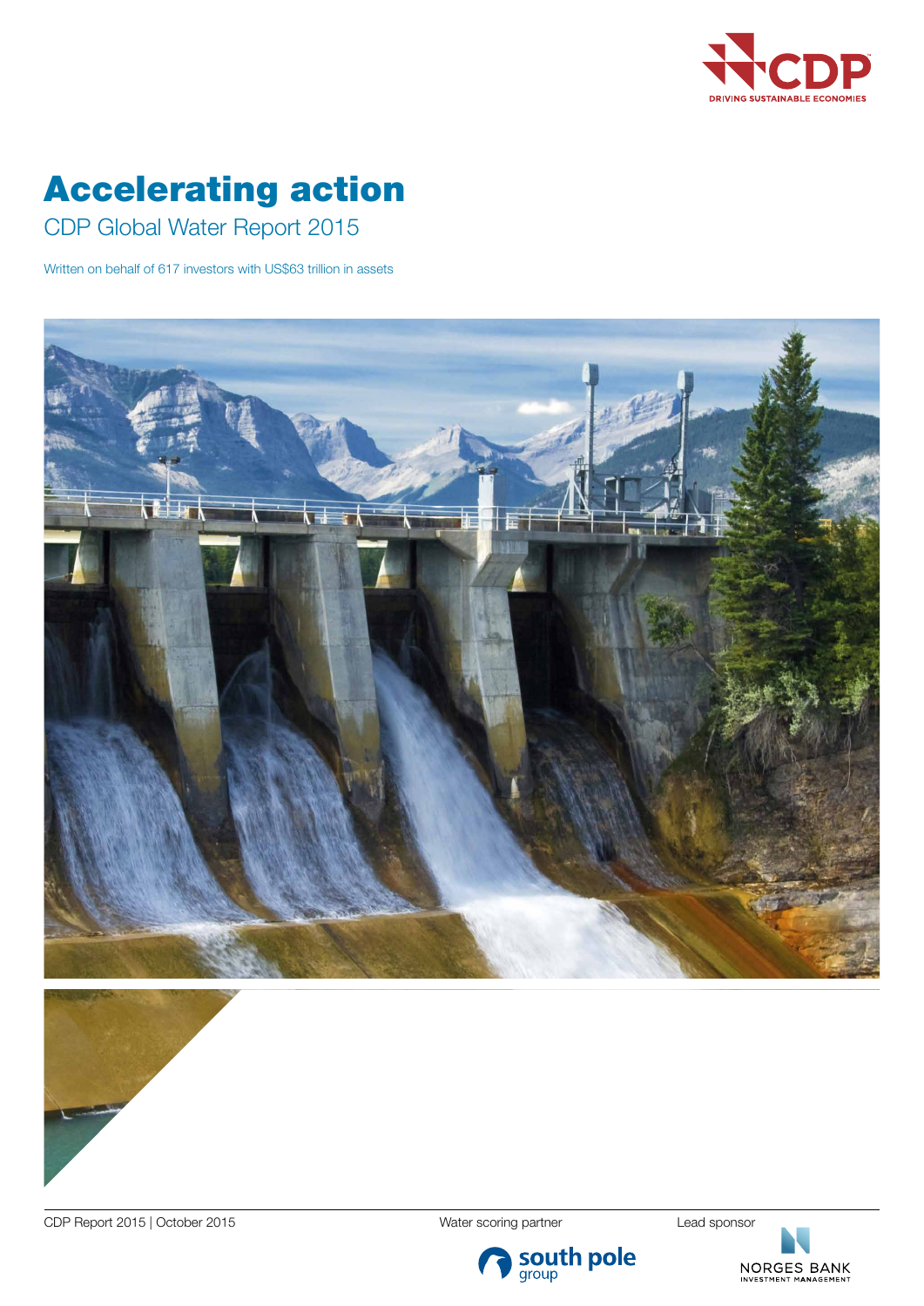CDP

DRIVING SUSTAINABLE ECONOMIES

# Accelerating action

## CDP Global Water Report 2015

Written on behalf of 617 investors with US$63 trillion in assets

CDP Report 2015 | October 2015

Water scoring partner

south pole group

Lead sponsor

NORGES BANK INVESTMENT MANAGEMENT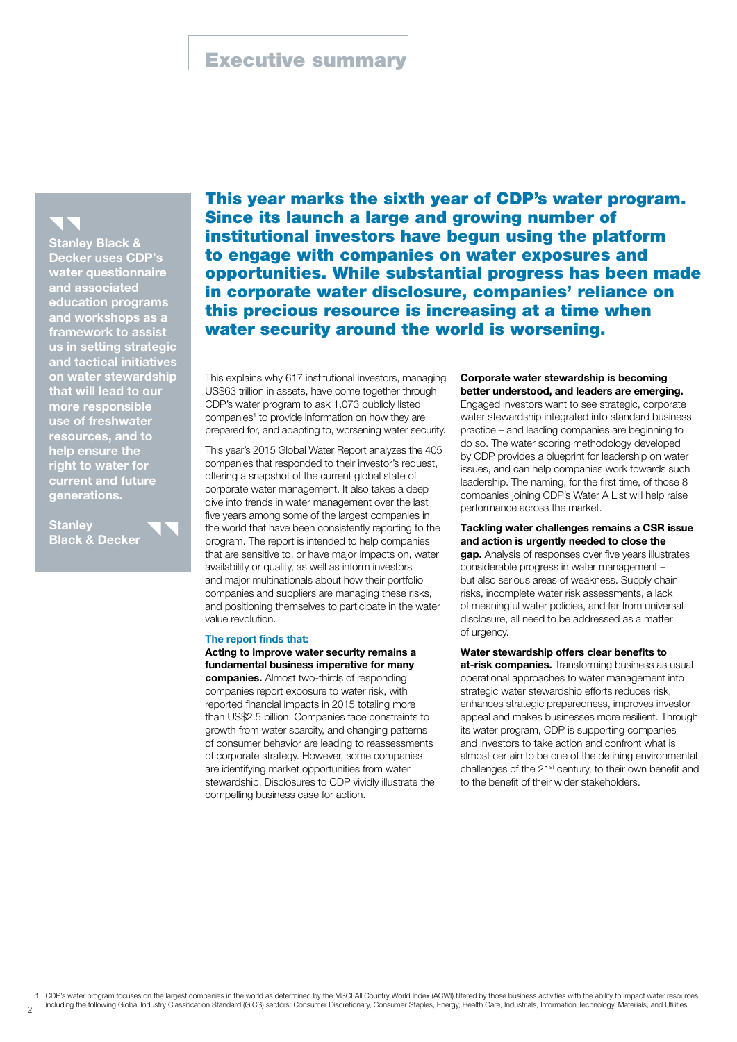# Executive summary

> **Stanley Black & Decker uses CDP's water questionnaire and associated education programs and workshops as a framework to assist us in setting strategic and tactical initiatives on water stewardship that will lead to our more responsible use of freshwater resources, and to help ensure the right to water for current and future generations.**
>
> **Stanley Black & Decker**

**This year marks the sixth year of CDP's water program. Since its launch a large and growing number of institutional investors have begun using the platform to engage with companies on water exposures and opportunities. While substantial progress has been made in corporate water disclosure, companies' reliance on this precious resource is increasing at a time when water security around the world is worsening.**

This explains why 617 institutional investors, managing US$63 trillion in assets, have come together through CDP's water program to ask 1,073 publicly listed companies[1] to provide information on how they are prepared for, and adapting to, worsening water security.

This year's 2015 Global Water Report analyzes the 405 companies that responded to their investor's request, offering a snapshot of the current global state of corporate water management. It also takes a deep dive into trends in water management over the last five years among some of the largest companies in the world that have been consistently reporting to the program. The report is intended to help companies that are sensitive to, or have major impacts on, water availability or quality, as well as inform investors and major multinationals about how their portfolio companies and suppliers are managing these risks, and positioning themselves to participate in the water value revolution.

### The report finds that:

**Acting to improve water security remains a fundamental business imperative for many companies.** Almost two-thirds of responding companies report exposure to water risk, with reported financial impacts in 2015 totaling more than US$2.5 billion. Companies face constraints to growth from water scarcity, and changing patterns of consumer behavior are leading to reassessments of corporate strategy. However, some companies are identifying market opportunities from water stewardship. Disclosures to CDP vividly illustrate the compelling business case for action.

**Corporate water stewardship is becoming better understood, and leaders are emerging.** Engaged investors want to see strategic, corporate water stewardship integrated into standard business practice – and leading companies are beginning to do so. The water scoring methodology developed by CDP provides a blueprint for leadership on water issues, and can help companies work towards such leadership. The naming, for the first time, of those 8 companies joining CDP's Water A List will help raise performance across the market.

**Tackling water challenges remains a CSR issue and action is urgently needed to close the gap.** Analysis of responses over five years illustrates considerable progress in water management – but also serious areas of weakness. Supply chain risks, incomplete water risk assessments, a lack of meaningful water policies, and far from universal disclosure, all need to be addressed as a matter of urgency.

**Water stewardship offers clear benefits to at-risk companies.** Transforming business as usual operational approaches to water management into strategic water stewardship efforts reduces risk, enhances strategic preparedness, improves investor appeal and makes businesses more resilient. Through its water program, CDP is supporting companies and investors to take action and confront what is almost certain to be one of the defining environmental challenges of the 21st century, to their own benefit and to the benefit of their wider stakeholders.

---

1 CDP's water program focuses on the largest companies in the world as determined by the MSCI All Country World Index (ACWI) filtered by those business activities with the ability to impact water resources, including the following Global Industry Classification Standard (GICS) sectors: Consumer Discretionary, Consumer Staples, Energy, Health Care, Industrials, Information Technology, Materials, and Utilities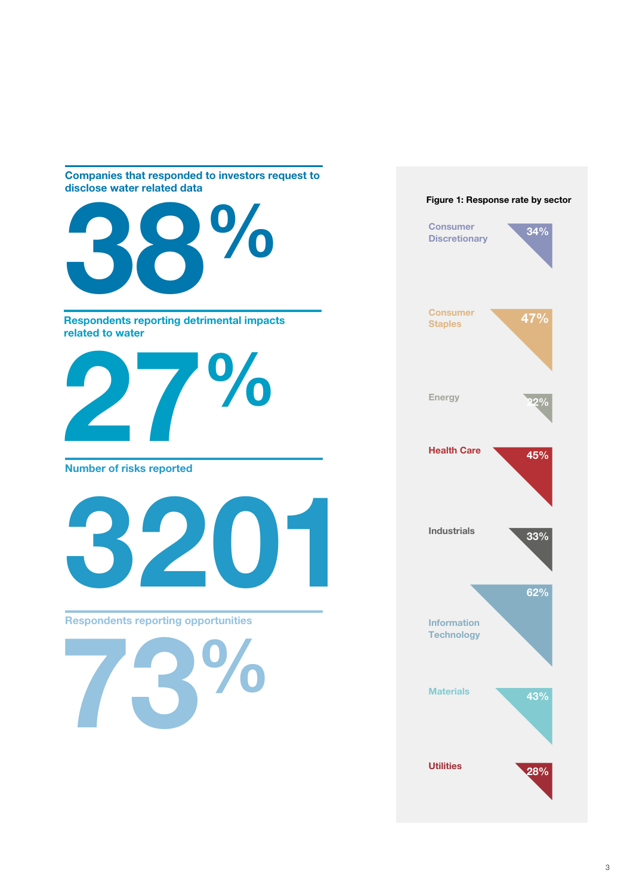**Companies that responded to investors request to disclose water related data**

# 38%

**Respondents reporting detrimental impacts related to water**

# 27%

**Number of risks reported**

# 3201

**Respondents reporting opportunities**

# 73%

**Figure 1: Response rate by sector**

| Sector | Response rate |
| --- | --- |
| Consumer Discretionary | 34% |
| Consumer Staples | 47% |
| Energy | 22% |
| Health Care | 45% |
| Industrials | 33% |
| Information Technology | 62% |
| Materials | 43% |
| Utilities | 28% |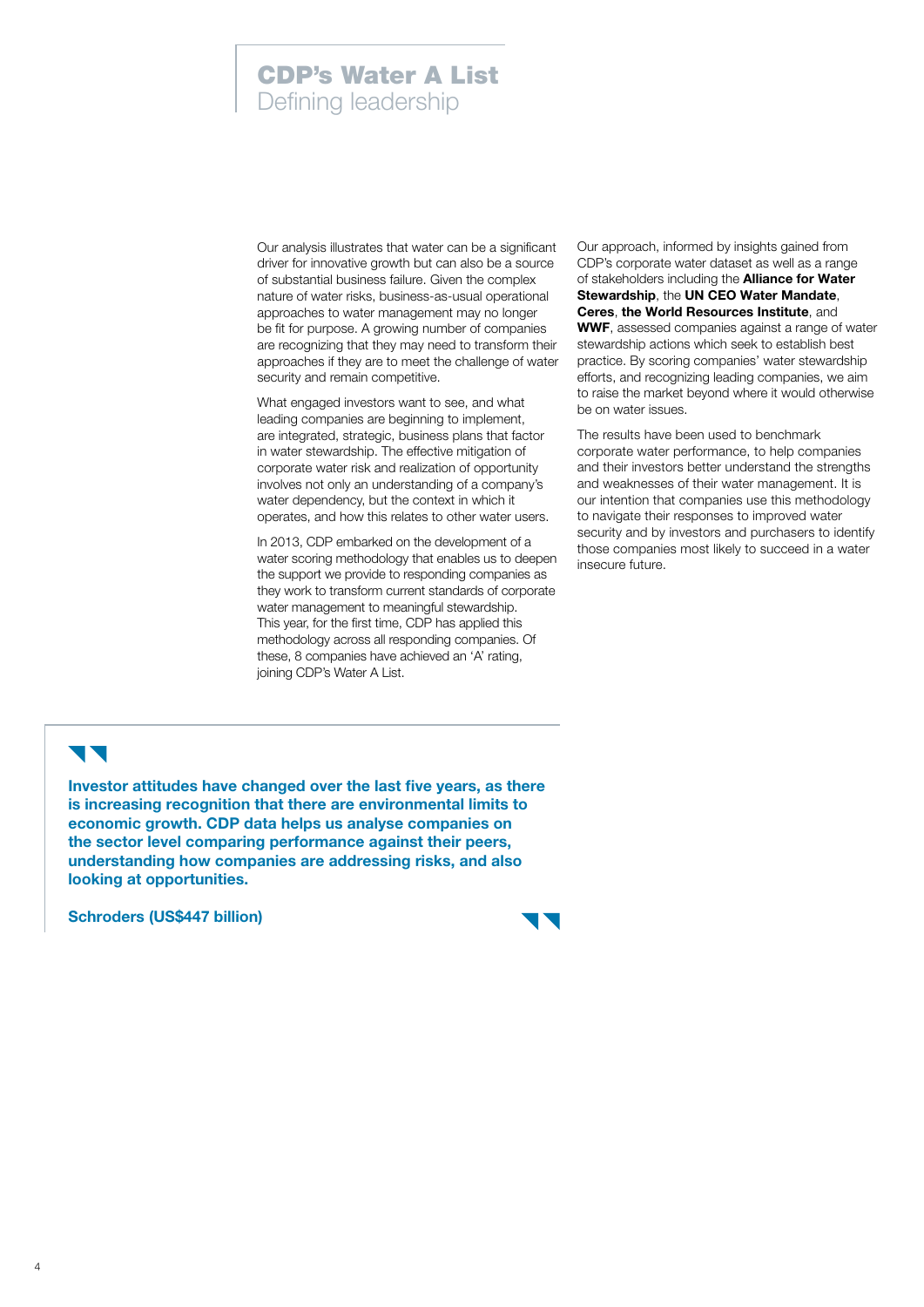# CDP's Water A List
## Defining leadership

Our analysis illustrates that water can be a significant driver for innovative growth but can also be a source of substantial business failure. Given the complex nature of water risks, business-as-usual operational approaches to water management may no longer be fit for purpose. A growing number of companies are recognizing that they may need to transform their approaches if they are to meet the challenge of water security and remain competitive.

What engaged investors want to see, and what leading companies are beginning to implement, are integrated, strategic, business plans that factor in water stewardship. The effective mitigation of corporate water risk and realization of opportunity involves not only an understanding of a company's water dependency, but the context in which it operates, and how this relates to other water users.

In 2013, CDP embarked on the development of a water scoring methodology that enables us to deepen the support we provide to responding companies as they work to transform current standards of corporate water management to meaningful stewardship. This year, for the first time, CDP has applied this methodology across all responding companies. Of these, 8 companies have achieved an 'A' rating, joining CDP's Water A List.

Our approach, informed by insights gained from CDP's corporate water dataset as well as a range of stakeholders including the **Alliance for Water Stewardship**, the **UN CEO Water Mandate**, **Ceres**, **the World Resources Institute**, and **WWF**, assessed companies against a range of water stewardship actions which seek to establish best practice. By scoring companies' water stewardship efforts, and recognizing leading companies, we aim to raise the market beyond where it would otherwise be on water issues.

The results have been used to benchmark corporate water performance, to help companies and their investors better understand the strengths and weaknesses of their water management. It is our intention that companies use this methodology to navigate their responses to improved water security and by investors and purchasers to identify those companies most likely to succeed in a water insecure future.

> **Investor attitudes have changed over the last five years, as there is increasing recognition that there are environmental limits to economic growth. CDP data helps us analyse companies on the sector level comparing performance against their peers, understanding how companies are addressing risks, and also looking at opportunities.**
>
> **Schroders (US$447 billion)**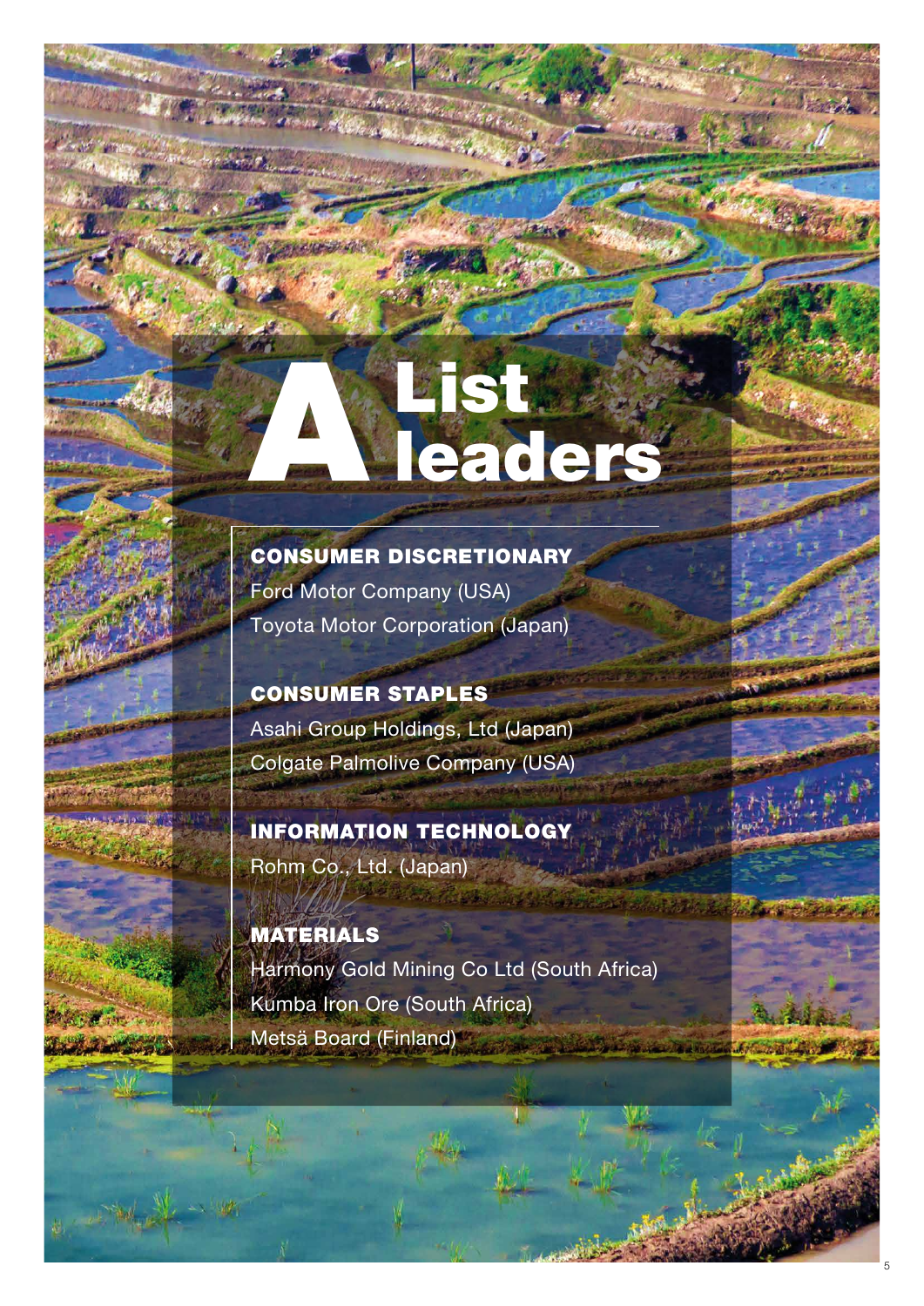# A List leaders

## CONSUMER DISCRETIONARY

Ford Motor Company (USA)

Toyota Motor Corporation (Japan)

## CONSUMER STAPLES

Asahi Group Holdings, Ltd (Japan)

Colgate Palmolive Company (USA)

## INFORMATION TECHNOLOGY

Rohm Co., Ltd. (Japan)

## MATERIALS

Harmony Gold Mining Co Ltd (South Africa)

Kumba Iron Ore (South Africa)

Metsä Board (Finland)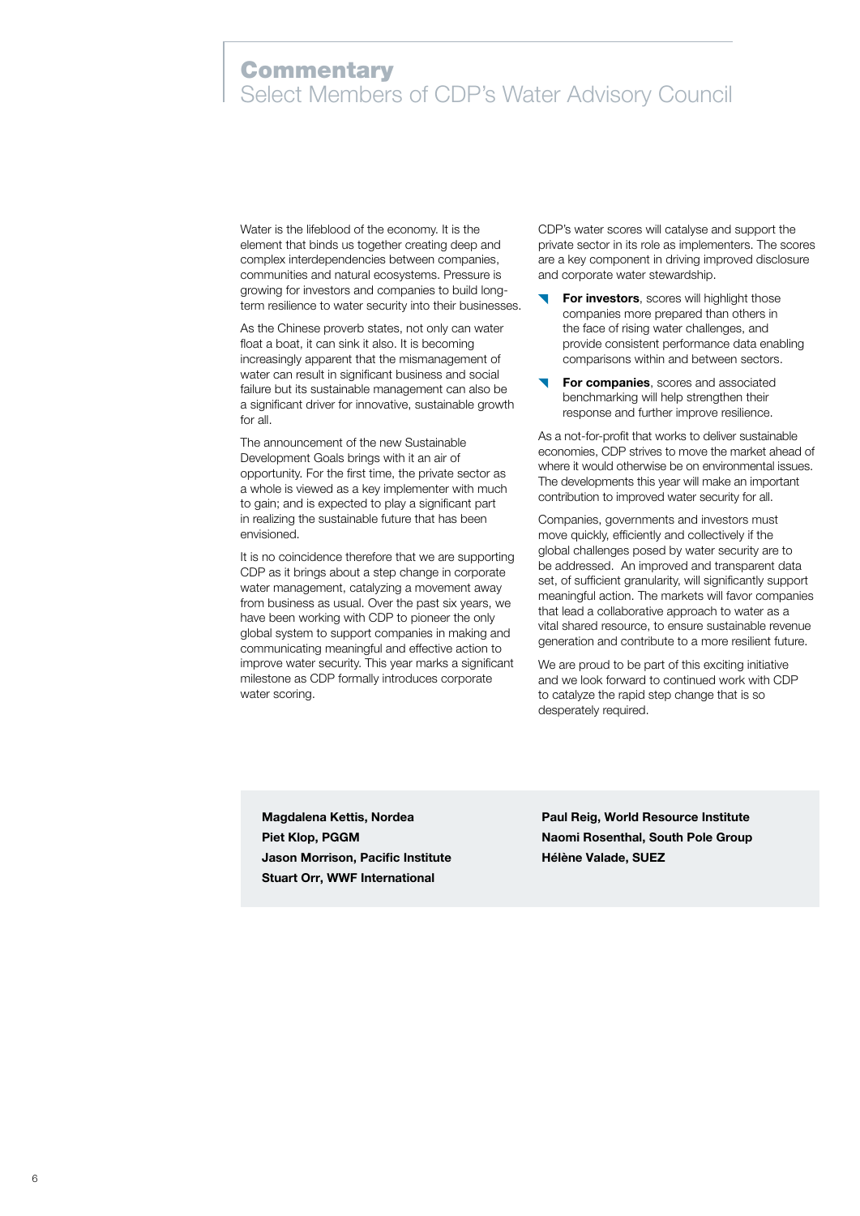# Commentary
## Select Members of CDP's Water Advisory Council

Water is the lifeblood of the economy. It is the element that binds us together creating deep and complex interdependencies between companies, communities and natural ecosystems. Pressure is growing for investors and companies to build long-term resilience to water security into their businesses.

As the Chinese proverb states, not only can water float a boat, it can sink it also. It is becoming increasingly apparent that the mismanagement of water can result in significant business and social failure but its sustainable management can also be a significant driver for innovative, sustainable growth for all.

The announcement of the new Sustainable Development Goals brings with it an air of opportunity. For the first time, the private sector as a whole is viewed as a key implementer with much to gain; and is expected to play a significant part in realizing the sustainable future that has been envisioned.

It is no coincidence therefore that we are supporting CDP as it brings about a step change in corporate water management, catalyzing a movement away from business as usual. Over the past six years, we have been working with CDP to pioneer the only global system to support companies in making and communicating meaningful and effective action to improve water security. This year marks a significant milestone as CDP formally introduces corporate water scoring.

CDP's water scores will catalyse and support the private sector in its role as implementers. The scores are a key component in driving improved disclosure and corporate water stewardship.

- **For investors**, scores will highlight those companies more prepared than others in the face of rising water challenges, and provide consistent performance data enabling comparisons within and between sectors.
- **For companies**, scores and associated benchmarking will help strengthen their response and further improve resilience.

As a not-for-profit that works to deliver sustainable economies, CDP strives to move the market ahead of where it would otherwise be on environmental issues. The developments this year will make an important contribution to improved water security for all.

Companies, governments and investors must move quickly, efficiently and collectively if the global challenges posed by water security are to be addressed. An improved and transparent data set, of sufficient granularity, will significantly support meaningful action. The markets will favor companies that lead a collaborative approach to water as a vital shared resource, to ensure sustainable revenue generation and contribute to a more resilient future.

We are proud to be part of this exciting initiative and we look forward to continued work with CDP to catalyze the rapid step change that is so desperately required.

**Magdalena Kettis, Nordea**
**Piet Klop, PGGM**
**Jason Morrison, Pacific Institute**
**Stuart Orr, WWF International**
**Paul Reig, World Resource Institute**
**Naomi Rosenthal, South Pole Group**
**Hélène Valade, SUEZ**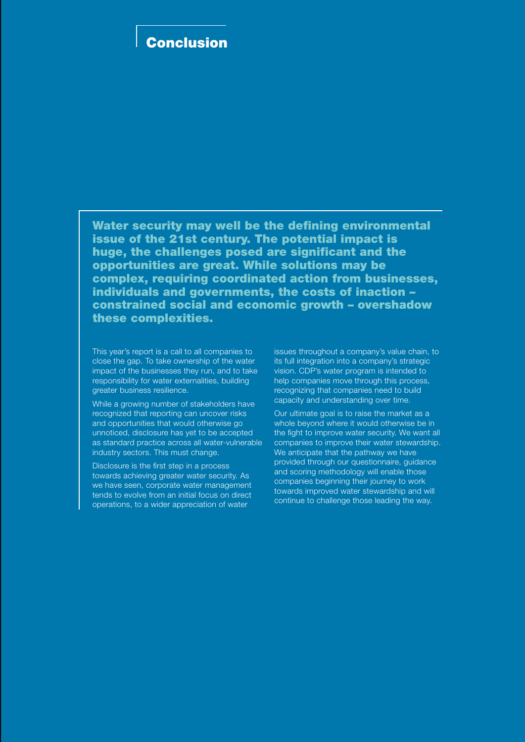## Conclusion

**Water security may well be the defining environmental issue of the 21st century. The potential impact is huge, the challenges posed are significant and the opportunities are great. While solutions may be complex, requiring coordinated action from businesses, individuals and governments, the costs of inaction – constrained social and economic growth – overshadow these complexities.**

This year's report is a call to all companies to close the gap. To take ownership of the water impact of the businesses they run, and to take responsibility for water externalities, building greater business resilience.

While a growing number of stakeholders have recognized that reporting can uncover risks and opportunities that would otherwise go unnoticed, disclosure has yet to be accepted as standard practice across all water-vulnerable industry sectors. This must change.

Disclosure is the first step in a process towards achieving greater water security. As we have seen, corporate water management tends to evolve from an initial focus on direct operations, to a wider appreciation of water issues throughout a company's value chain, to its full integration into a company's strategic vision. CDP's water program is intended to help companies move through this process, recognizing that companies need to build capacity and understanding over time.

Our ultimate goal is to raise the market as a whole beyond where it would otherwise be in the fight to improve water security. We want all companies to improve their water stewardship. We anticipate that the pathway we have provided through our questionnaire, guidance and scoring methodology will enable those companies beginning their journey to work towards improved water stewardship and will continue to challenge those leading the way.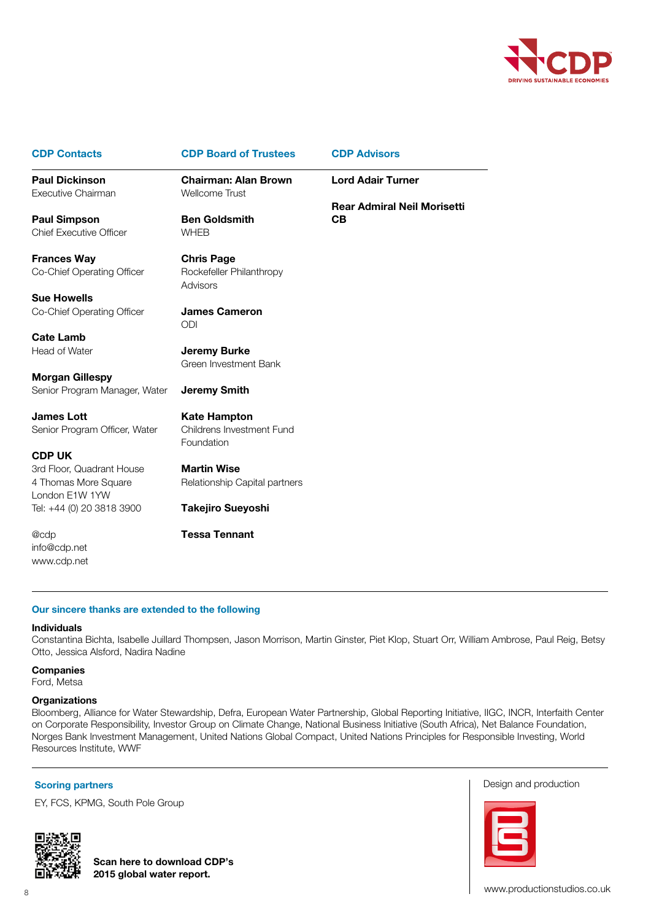## CDP Contacts

**Paul Dickinson**
Executive Chairman

**Paul Simpson**
Chief Executive Officer

**Frances Way**
Co-Chief Operating Officer

**Sue Howells**
Co-Chief Operating Officer

**Cate Lamb**
Head of Water

**Morgan Gillespy**
Senior Program Manager, Water

**James Lott**
Senior Program Officer, Water

**CDP UK**
3rd Floor, Quadrant House
4 Thomas More Square
London E1W 1YW
Tel: +44 (0) 20 3818 3900

@cdp
info@cdp.net
www.cdp.net

## CDP Board of Trustees

**Chairman: Alan Brown**
Wellcome Trust

**Ben Goldsmith**
WHEB

**Chris Page**
Rockefeller Philanthropy Advisors

**James Cameron**
ODI

**Jeremy Burke**
Green Investment Bank

**Jeremy Smith**

**Kate Hampton**
Childrens Investment Fund Foundation

**Martin Wise**
Relationship Capital partners

**Takejiro Sueyoshi**

**Tessa Tennant**

## CDP Advisors

**Lord Adair Turner**

**Rear Admiral Neil Morisetti CB**

## Our sincere thanks are extended to the following

**Individuals**
Constantina Bichta, Isabelle Juillard Thompsen, Jason Morrison, Martin Ginster, Piet Klop, Stuart Orr, William Ambrose, Paul Reig, Betsy Otto, Jessica Alsford, Nadira Nadine

**Companies**
Ford, Metsa

**Organizations**
Bloomberg, Alliance for Water Stewardship, Defra, European Water Partnership, Global Reporting Initiative, IIGC, INCR, Interfaith Center on Corporate Responsibility, Investor Group on Climate Change, National Business Initiative (South Africa), Net Balance Foundation, Norges Bank Investment Management, United Nations Global Compact, United Nations Principles for Responsible Investing, World Resources Institute, WWF

## Scoring partners

EY, FCS, KPMG, South Pole Group

**Scan here to download CDP's 2015 global water report.**

Design and production

www.productionstudios.co.uk